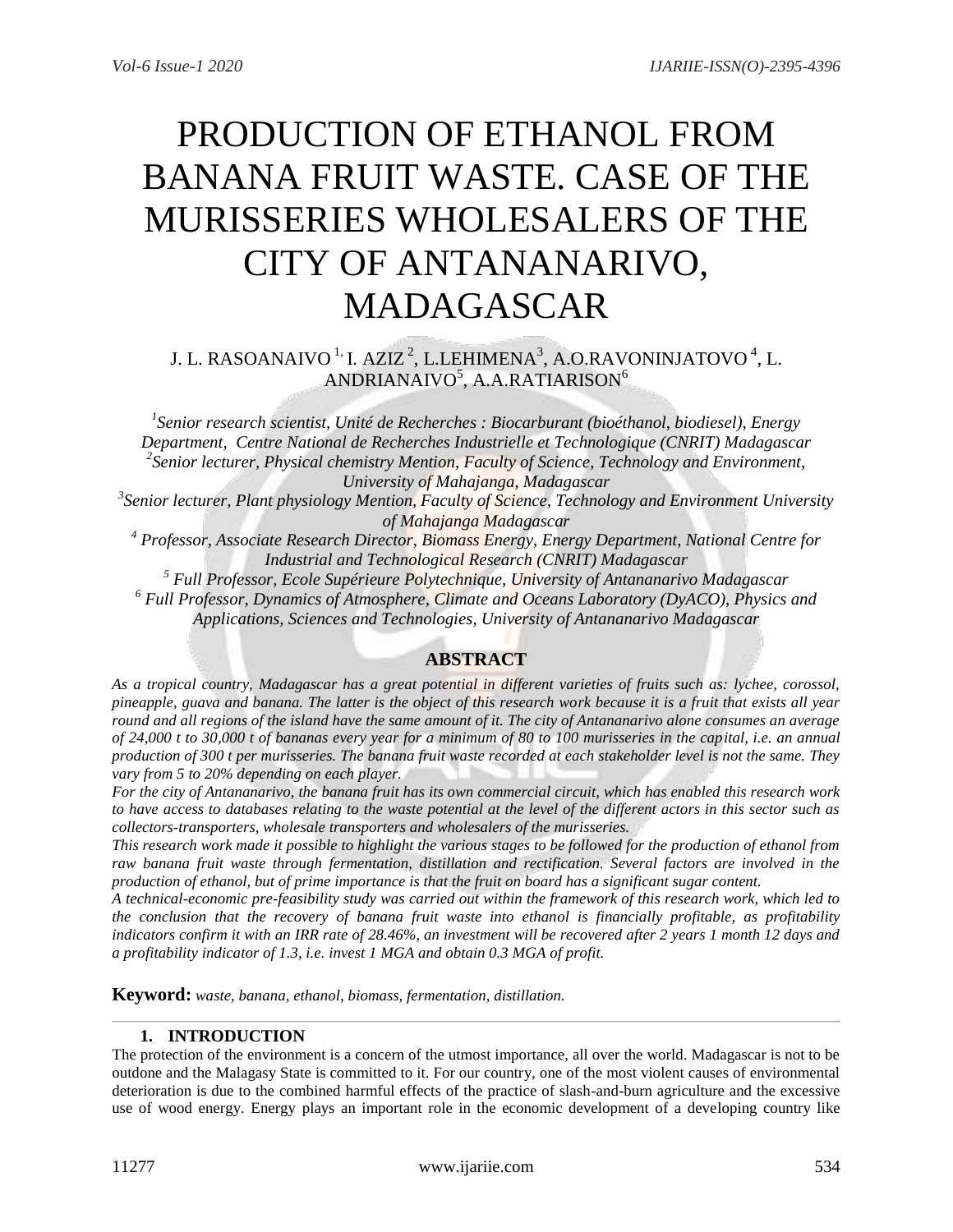# PRODUCTION OF ETHANOL FROM BANANA FRUIT WASTE. CASE OF THE MURISSERIES WHOLESALERS OF THE CITY OF ANTANANARIVO, MADAGASCAR

J. L. RASOANAIVO [1], I. AZIZ [2], L.LEHIMENA[3], A.O.RAVONINJATOVO [4], L. ANDRIANAIVO[5], A.A.RATIARISON[6]

*[1]Senior research scientist, Unité de Recherches : Biocarburant (bioéthanol, biodiesel), Energy Department, Centre National de Recherches Industrielle et Technologique (CNRIT) Madagascar*
*[2]Senior lecturer, Physical chemistry Mention, Faculty of Science, Technology and Environment, University of Mahajanga, Madagascar*
*[3]Senior lecturer, Plant physiology Mention, Faculty of Science, Technology and Environment University of Mahajanga Madagascar*
*[4] Professor, Associate Research Director, Biomass Energy, Energy Department, National Centre for Industrial and Technological Research (CNRIT) Madagascar*
*[5] Full Professor, Ecole Supérieure Polytechnique, University of Antananarivo Madagascar*
*[6] Full Professor, Dynamics of Atmosphere, Climate and Oceans Laboratory (DyACO), Physics and Applications, Sciences and Technologies, University of Antananarivo Madagascar*

## ABSTRACT

*As a tropical country, Madagascar has a great potential in different varieties of fruits such as: lychee, corossol, pineapple, guava and banana. The latter is the object of this research work because it is a fruit that exists all year round and all regions of the island have the same amount of it. The city of Antananarivo alone consumes an average of 24,000 t to 30,000 t of bananas every year for a minimum of 80 to 100 murisseries in the capital, i.e. an annual production of 300 t per murisseries. The banana fruit waste recorded at each stakeholder level is not the same. They vary from 5 to 20% depending on each player.*

*For the city of Antananarivo, the banana fruit has its own commercial circuit, which has enabled this research work to have access to databases relating to the waste potential at the level of the different actors in this sector such as collectors-transporters, wholesale transporters and wholesalers of the murisseries.*

*This research work made it possible to highlight the various stages to be followed for the production of ethanol from raw banana fruit waste through fermentation, distillation and rectification. Several factors are involved in the production of ethanol, but of prime importance is that the fruit on board has a significant sugar content.*

*A technical-economic pre-feasibility study was carried out within the framework of this research work, which led to the conclusion that the recovery of banana fruit waste into ethanol is financially profitable, as profitability indicators confirm it with an IRR rate of 28.46%, an investment will be recovered after 2 years 1 month 12 days and a profitability indicator of 1.3, i.e. invest 1 MGA and obtain 0.3 MGA of profit.*

**Keyword:** *waste, banana, ethanol, biomass, fermentation, distillation.*

## 1. INTRODUCTION

The protection of the environment is a concern of the utmost importance, all over the world. Madagascar is not to be outdone and the Malagasy State is committed to it. For our country, one of the most violent causes of environmental deterioration is due to the combined harmful effects of the practice of slash-and-burn agriculture and the excessive use of wood energy. Energy plays an important role in the economic development of a developing country like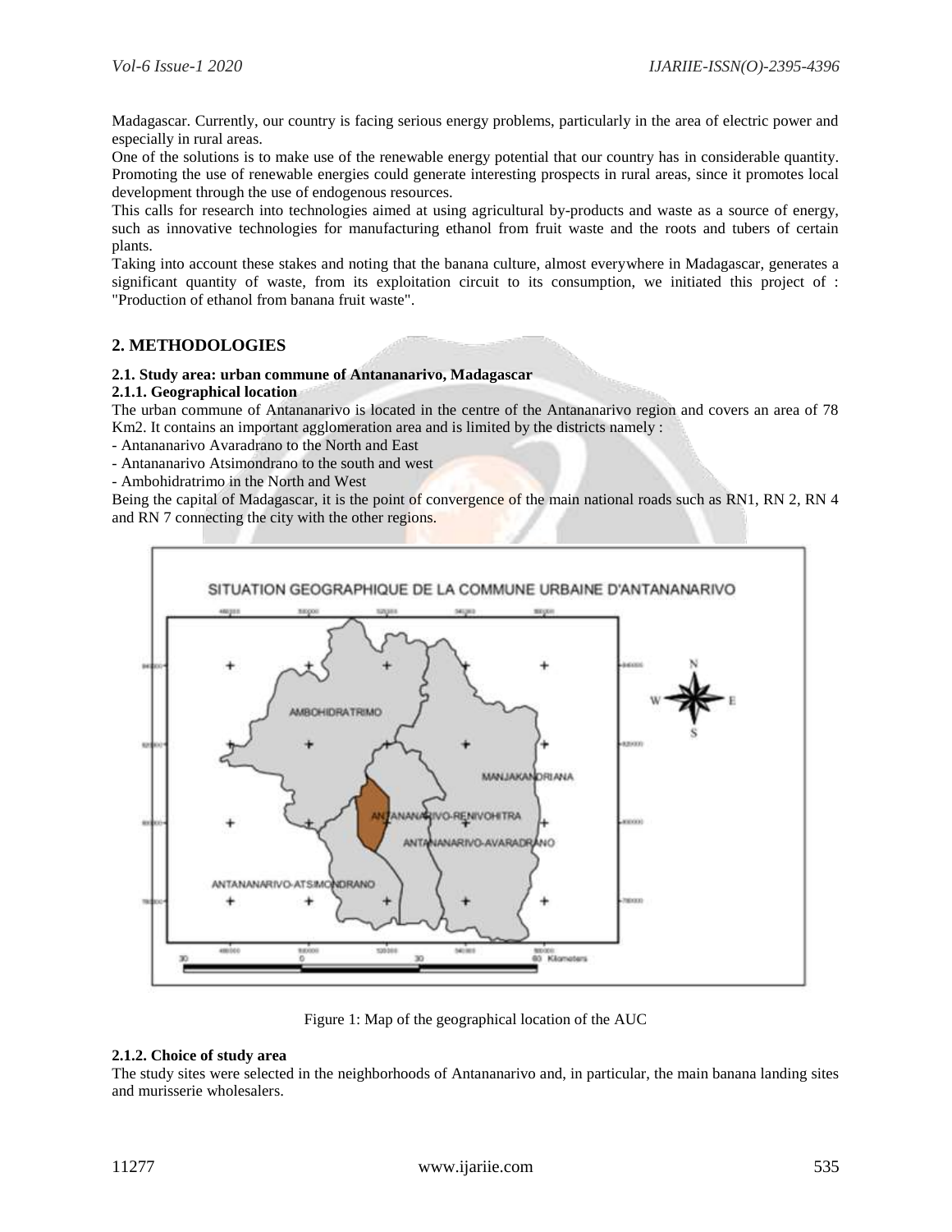Madagascar. Currently, our country is facing serious energy problems, particularly in the area of electric power and especially in rural areas.

One of the solutions is to make use of the renewable energy potential that our country has in considerable quantity. Promoting the use of renewable energies could generate interesting prospects in rural areas, since it promotes local development through the use of endogenous resources.

This calls for research into technologies aimed at using agricultural by-products and waste as a source of energy, such as innovative technologies for manufacturing ethanol from fruit waste and the roots and tubers of certain plants.

Taking into account these stakes and noting that the banana culture, almost everywhere in Madagascar, generates a significant quantity of waste, from its exploitation circuit to its consumption, we initiated this project of : "Production of ethanol from banana fruit waste".

## 2. METHODOLOGIES

### 2.1. Study area: urban commune of Antananarivo, Madagascar

#### 2.1.1. Geographical location

The urban commune of Antananarivo is located in the centre of the Antananarivo region and covers an area of 78 Km2. It contains an important agglomeration area and is limited by the districts namely :

- Antananarivo Avaradrano to the North and East
- Antananarivo Atsimondrano to the south and west
- Ambohidratrimo in the North and West

Being the capital of Madagascar, it is the point of convergence of the main national roads such as RN1, RN 2, RN 4 and RN 7 connecting the city with the other regions.

Figure 1: Map of the geographical location of the AUC

#### 2.1.2. Choice of study area

The study sites were selected in the neighborhoods of Antananarivo and, in particular, the main banana landing sites and murisserie wholesalers.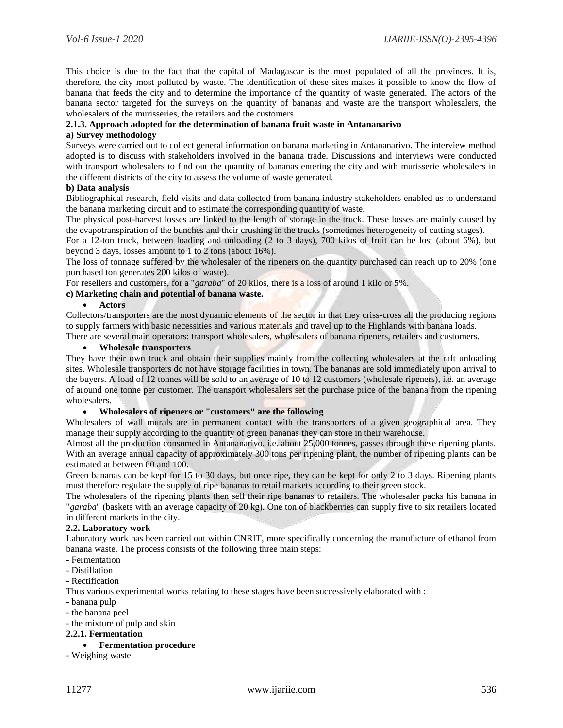This choice is due to the fact that the capital of Madagascar is the most populated of all the provinces. It is, therefore, the city most polluted by waste. The identification of these sites makes it possible to know the flow of banana that feeds the city and to determine the importance of the quantity of waste generated. The actors of the banana sector targeted for the surveys on the quantity of bananas and waste are the transport wholesalers, the wholesalers of the murisseries, the retailers and the customers.

#### 2.1.3. Approach adopted for the determination of banana fruit waste in Antananarivo

**a) Survey methodology**

Surveys were carried out to collect general information on banana marketing in Antananarivo. The interview method adopted is to discuss with stakeholders involved in the banana trade. Discussions and interviews were conducted with transport wholesalers to find out the quantity of bananas entering the city and with murisserie wholesalers in the different districts of the city to assess the volume of waste generated.

**b) Data analysis**

Bibliographical research, field visits and data collected from banana industry stakeholders enabled us to understand the banana marketing circuit and to estimate the corresponding quantity of waste.

The physical post-harvest losses are linked to the length of storage in the truck. These losses are mainly caused by the evapotranspiration of the bunches and their crushing in the trucks (sometimes heterogeneity of cutting stages).

For a 12-ton truck, between loading and unloading (2 to 3 days), 700 kilos of fruit can be lost (about 6%), but beyond 3 days, losses amount to 1 to 2 tons (about 16%).

The loss of tonnage suffered by the wholesaler of the ripeners on the quantity purchased can reach up to 20% (one purchased ton generates 200 kilos of waste).

For resellers and customers, for a "*garaba*" of 20 kilos, there is a loss of around 1 kilo or 5%.

**c) Marketing chain and potential of banana waste.**

- **Actors**

Collectors/transporters are the most dynamic elements of the sector in that they criss-cross all the producing regions to supply farmers with basic necessities and various materials and travel up to the Highlands with banana loads.

There are several main operators: transport wholesalers, wholesalers of banana ripeners, retailers and customers.

- **Wholesale transporters**

They have their own truck and obtain their supplies mainly from the collecting wholesalers at the raft unloading sites. Wholesale transporters do not have storage facilities in town. The bananas are sold immediately upon arrival to the buyers. A load of 12 tonnes will be sold to an average of 10 to 12 customers (wholesale ripeners), i.e. an average of around one tonne per customer. The transport wholesalers set the purchase price of the banana from the ripening wholesalers.

- **Wholesalers of ripeners or "customers" are the following**

Wholesalers of wall murals are in permanent contact with the transporters of a given geographical area. They manage their supply according to the quantity of green bananas they can store in their warehouse.

Almost all the production consumed in Antananarivo, i.e. about 25,000 tonnes, passes through these ripening plants. With an average annual capacity of approximately 300 tons per ripening plant, the number of ripening plants can be estimated at between 80 and 100.

Green bananas can be kept for 15 to 30 days, but once ripe, they can be kept for only 2 to 3 days. Ripening plants must therefore regulate the supply of ripe bananas to retail markets according to their green stock.

The wholesalers of the ripening plants then sell their ripe bananas to retailers. The wholesaler packs his banana in "*garaba*" (baskets with an average capacity of 20 kg). One ton of blackberries can supply five to six retailers located in different markets in the city.

### 2.2. Laboratory work

Laboratory work has been carried out within CNRIT, more specifically concerning the manufacture of ethanol from banana waste. The process consists of the following three main steps:

- Fermentation
- Distillation
- Rectification

Thus various experimental works relating to these stages have been successively elaborated with :

- banana pulp
- the banana peel
- the mixture of pulp and skin

#### 2.2.1. Fermentation

- **Fermentation procedure**

- Weighing waste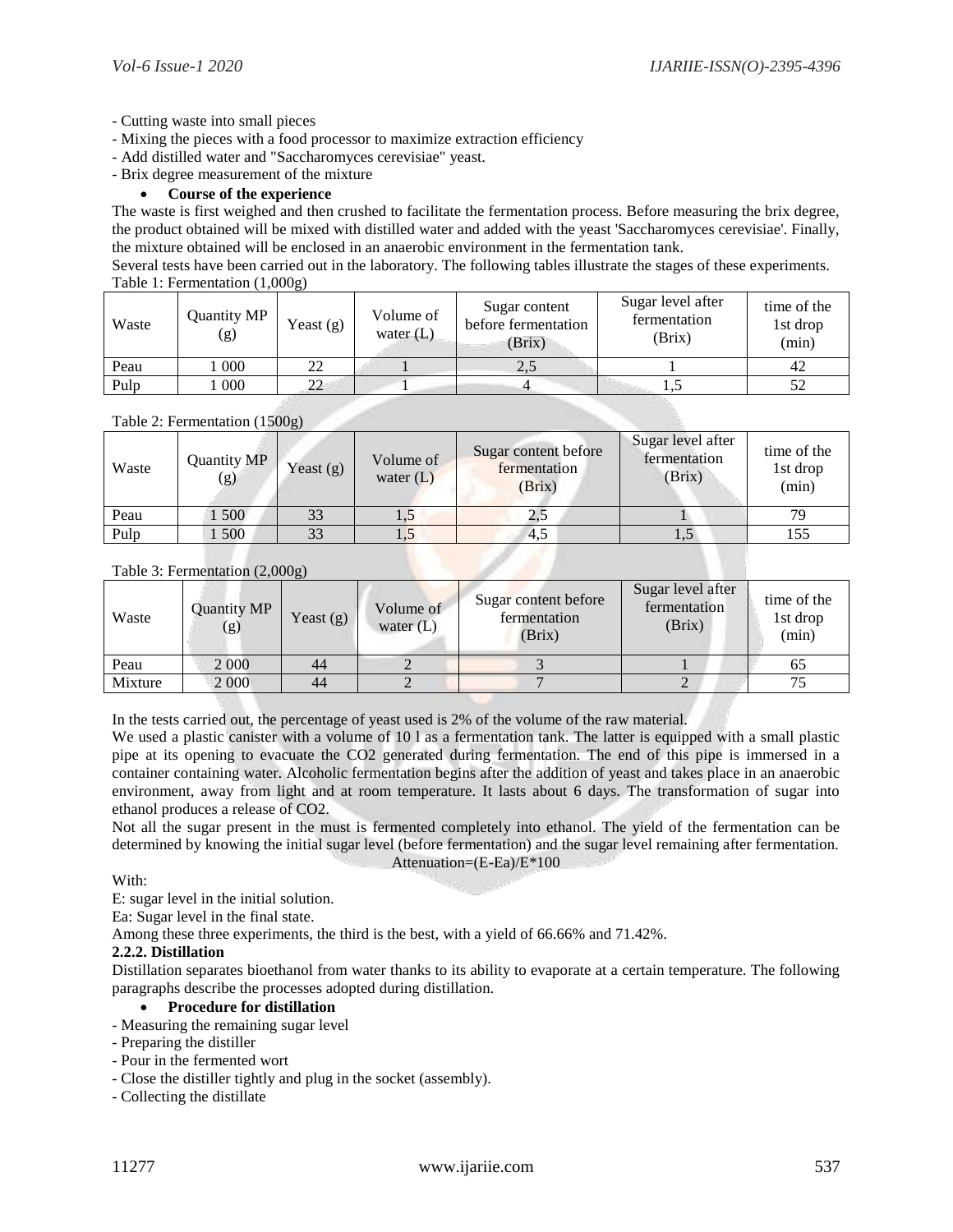- Cutting waste into small pieces
- Mixing the pieces with a food processor to maximize extraction efficiency
- Add distilled water and "Saccharomyces cerevisiae" yeast.
- Brix degree measurement of the mixture

- **Course of the experience**

The waste is first weighed and then crushed to facilitate the fermentation process. Before measuring the brix degree, the product obtained will be mixed with distilled water and added with the yeast 'Saccharomyces cerevisiae'. Finally, the mixture obtained will be enclosed in an anaerobic environment in the fermentation tank.

Several tests have been carried out in the laboratory. The following tables illustrate the stages of these experiments.

Table 1: Fermentation (1,000g)

| Waste | Quantity MP (g) | Yeast (g) | Volume of water (L) | Sugar content before fermentation (Brix) | Sugar level after fermentation (Brix) | time of the 1st drop (min) |
|---|---|---|---|---|---|---|
| Peau | 1 000 | 22 | 1 | 2,5 | 1 | 42 |
| Pulp | 1 000 | 22 | 1 | 4 | 1,5 | 52 |

Table 2: Fermentation (1500g)

| Waste | Quantity MP (g) | Yeast (g) | Volume of water (L) | Sugar content before fermentation (Brix) | Sugar level after fermentation (Brix) | time of the 1st drop (min) |
|---|---|---|---|---|---|---|
| Peau | 1 500 | 33 | 1,5 | 2,5 | 1 | 79 |
| Pulp | 1 500 | 33 | 1,5 | 4,5 | 1,5 | 155 |

Table 3: Fermentation (2,000g)

| Waste | Quantity MP (g) | Yeast (g) | Volume of water (L) | Sugar content before fermentation (Brix) | Sugar level after fermentation (Brix) | time of the 1st drop (min) |
|---|---|---|---|---|---|---|
| Peau | 2 000 | 44 | 2 | 3 | 1 | 65 |
| Mixture | 2 000 | 44 | 2 | 7 | 2 | 75 |

In the tests carried out, the percentage of yeast used is 2% of the volume of the raw material.

We used a plastic canister with a volume of 10 l as a fermentation tank. The latter is equipped with a small plastic pipe at its opening to evacuate the $CO_2$ generated during fermentation. The end of this pipe is immersed in a container containing water. Alcoholic fermentation begins after the addition of yeast and takes place in an anaerobic environment, away from light and at room temperature. It lasts about 6 days. The transformation of sugar into ethanol produces a release of $CO_2$.

Not all the sugar present in the must is fermented completely into ethanol. The yield of the fermentation can be determined by knowing the initial sugar level (before fermentation) and the sugar level remaining after fermentation.

$$Attenuation=(E-Ea)/E*100$$

With:

E: sugar level in the initial solution.

Ea: Sugar level in the final state.

Among these three experiments, the third is the best, with a yield of 66.66% and 71.42%.

**2.2.2. Distillation**

Distillation separates bioethanol from water thanks to its ability to evaporate at a certain temperature. The following paragraphs describe the processes adopted during distillation.

- **Procedure for distillation**

- Measuring the remaining sugar level
- Preparing the distiller
- Pour in the fermented wort
- Close the distiller tightly and plug in the socket (assembly).
- Collecting the distillate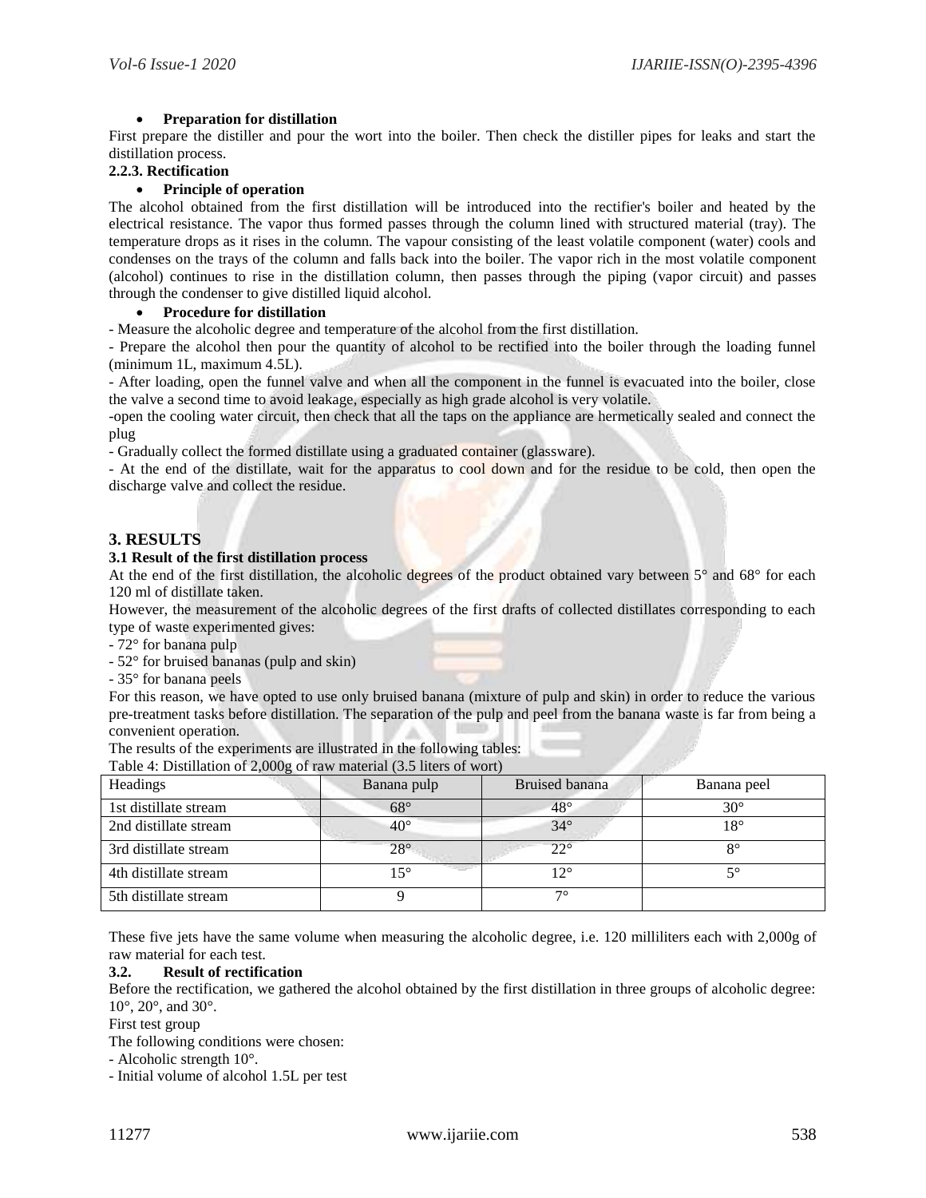- **Preparation for distillation**

First prepare the distiller and pour the wort into the boiler. Then check the distiller pipes for leaks and start the distillation process.

#### 2.2.3. Rectification

- **Principle of operation**

The alcohol obtained from the first distillation will be introduced into the rectifier's boiler and heated by the electrical resistance. The vapor thus formed passes through the column lined with structured material (tray). The temperature drops as it rises in the column. The vapour consisting of the least volatile component (water) cools and condenses on the trays of the column and falls back into the boiler. The vapor rich in the most volatile component (alcohol) continues to rise in the distillation column, then passes through the piping (vapor circuit) and passes through the condenser to give distilled liquid alcohol.

- **Procedure for distillation**

- Measure the alcoholic degree and temperature of the alcohol from the first distillation.
- Prepare the alcohol then pour the quantity of alcohol to be rectified into the boiler through the loading funnel (minimum 1L, maximum 4.5L).
- After loading, open the funnel valve and when all the component in the funnel is evacuated into the boiler, close the valve a second time to avoid leakage, especially as high grade alcohol is very volatile.
-open the cooling water circuit, then check that all the taps on the appliance are hermetically sealed and connect the plug
- Gradually collect the formed distillate using a graduated container (glassware).
- At the end of the distillate, wait for the apparatus to cool down and for the residue to be cold, then open the discharge valve and collect the residue.

## 3. RESULTS

### 3.1 Result of the first distillation process

At the end of the first distillation, the alcoholic degrees of the product obtained vary between 5° and 68° for each 120 ml of distillate taken.

However, the measurement of the alcoholic degrees of the first drafts of collected distillates corresponding to each type of waste experimented gives:

- 72° for banana pulp
- 52° for bruised bananas (pulp and skin)
- 35° for banana peels

For this reason, we have opted to use only bruised banana (mixture of pulp and skin) in order to reduce the various pre-treatment tasks before distillation. The separation of the pulp and peel from the banana waste is far from being a convenient operation.

The results of the experiments are illustrated in the following tables:

Table 4: Distillation of 2,000g of raw material (3.5 liters of wort)

| Headings | Banana pulp | Bruised banana | Banana peel |
|---|---|---|---|
| 1st distillate stream | 68° | 48° | 30° |
| 2nd distillate stream | 40° | 34° | 18° |
| 3rd distillate stream | 28° | 22° | 8° |
| 4th distillate stream | 15° | 12° | 5° |
| 5th distillate stream | 9 | 7° | |

These five jets have the same volume when measuring the alcoholic degree, i.e. 120 milliliters each with 2,000g of raw material for each test.

### 3.2. Result of rectification

Before the rectification, we gathered the alcohol obtained by the first distillation in three groups of alcoholic degree: 10°, 20°, and 30°.

First test group

The following conditions were chosen:

- Alcoholic strength 10°.
- Initial volume of alcohol 1.5L per test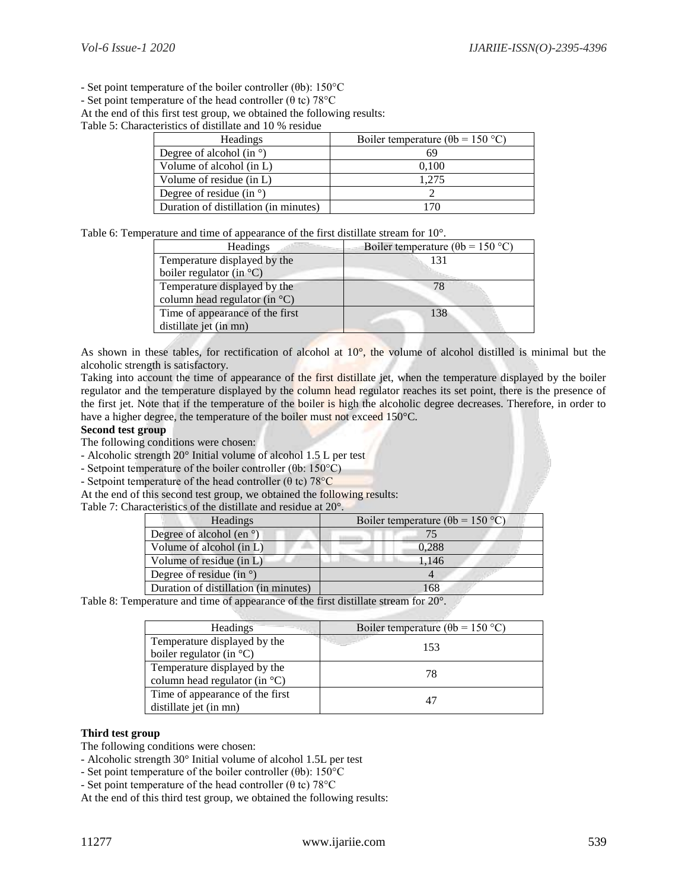- Set point temperature of the boiler controller (θb): 150°C
- Set point temperature of the head controller (θ tc) 78°C

At the end of this first test group, we obtained the following results:

Table 5: Characteristics of distillate and 10 % residue

| Headings | Boiler temperature (θb = 150 °C) |
|---|---|
| Degree of alcohol (in °) | 69 |
| Volume of alcohol (in L) | 0,100 |
| Volume of residue (in L) | 1,275 |
| Degree of residue (in °) | 2 |
| Duration of distillation (in minutes) | 170 |

Table 6: Temperature and time of appearance of the first distillate stream for 10°.

| Headings | Boiler temperature (θb = 150 °C) |
|---|---|
| Temperature displayed by the boiler regulator (in °C) | 131 |
| Temperature displayed by the column head regulator (in °C) | 78 |
| Time of appearance of the first distillate jet (in mn) | 138 |

As shown in these tables, for rectification of alcohol at 10°, the volume of alcohol distilled is minimal but the alcoholic strength is satisfactory.

Taking into account the time of appearance of the first distillate jet, when the temperature displayed by the boiler regulator and the temperature displayed by the column head regulator reaches its set point, there is the presence of the first jet. Note that if the temperature of the boiler is high the alcoholic degree decreases. Therefore, in order to have a higher degree, the temperature of the boiler must not exceed 150°C.

**Second test group**

The following conditions were chosen:

- Alcoholic strength 20° Initial volume of alcohol 1.5 L per test
- Setpoint temperature of the boiler controller (θb: 150°C)
- Setpoint temperature of the head controller (θ tc) 78°C

At the end of this second test group, we obtained the following results:

Table 7: Characteristics of the distillate and residue at 20°.

| Headings | Boiler temperature (θb = 150 °C) |
|---|---|
| Degree of alcohol (en °) | 75 |
| Volume of alcohol (in L) | 0,288 |
| Volume of residue (in L) | 1,146 |
| Degree of residue (in °) | 4 |
| Duration of distillation (in minutes) | 168 |

Table 8: Temperature and time of appearance of the first distillate stream for 20°.

| Headings | Boiler temperature (θb = 150 °C) |
|---|---|
| Temperature displayed by the boiler regulator (in °C) | 153 |
| Temperature displayed by the column head regulator (in °C) | 78 |
| Time of appearance of the first distillate jet (in mn) | 47 |

**Third test group**

The following conditions were chosen:

- Alcoholic strength 30° Initial volume of alcohol 1.5L per test
- Set point temperature of the boiler controller (θb): 150°C
- Set point temperature of the head controller (θ tc) 78°C

At the end of this third test group, we obtained the following results: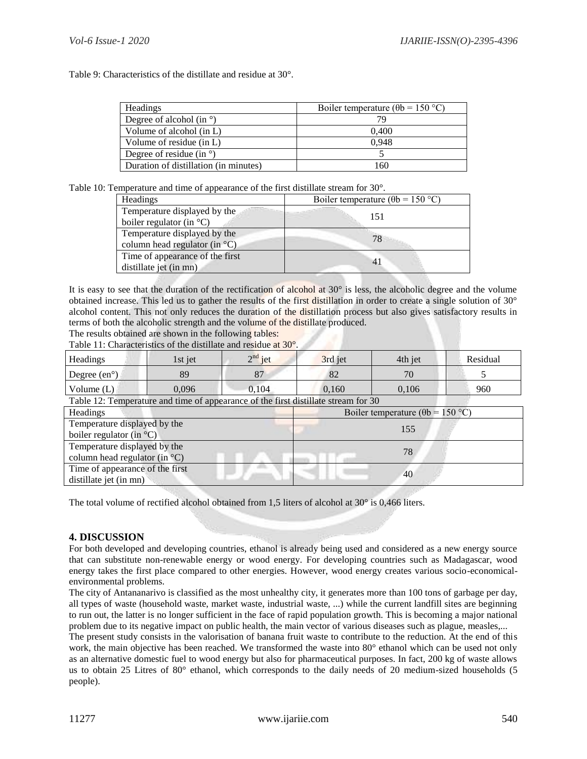Table 9: Characteristics of the distillate and residue at 30°.

| Headings | Boiler temperature (θb = 150 °C) |
|---|---|
| Degree of alcohol (in °) | 79 |
| Volume of alcohol (in L) | 0,400 |
| Volume of residue (in L) | 0,948 |
| Degree of residue (in °) | 5 |
| Duration of distillation (in minutes) | 160 |

Table 10: Temperature and time of appearance of the first distillate stream for 30°.

| Headings | Boiler temperature (θb = 150 °C) |
|---|---|
| Temperature displayed by the boiler regulator (in °C) | 151 |
| Temperature displayed by the column head regulator (in °C) | 78 |
| Time of appearance of the first distillate jet (in mn) | 41 |

It is easy to see that the duration of the rectification of alcohol at 30° is less, the alcoholic degree and the volume obtained increase. This led us to gather the results of the first distillation in order to create a single solution of 30° alcohol content. This not only reduces the duration of the distillation process but also gives satisfactory results in terms of both the alcoholic strength and the volume of the distillate produced.

The results obtained are shown in the following tables:

Table 11: Characteristics of the distillate and residue at 30°.

| Headings | 1st jet | 2nd jet | 3rd jet | 4th jet | Residual |
|---|---|---|---|---|---|
| Degree (en°) | 89 | 87 | 82 | 70 | 5 |
| Volume (L) | 0,096 | 0,104 | 0,160 | 0,106 | 960 |

Table 12: Temperature and time of appearance of the first distillate stream for 30

| Headings | Boiler temperature (θb = 150 °C) |
|---|---|
| Temperature displayed by the boiler regulator (in °C) | 155 |
| Temperature displayed by the column head regulator (in °C) | 78 |
| Time of appearance of the first distillate jet (in mn) | 40 |

The total volume of rectified alcohol obtained from 1,5 liters of alcohol at 30° is 0,466 liters.

## 4. DISCUSSION

For both developed and developing countries, ethanol is already being used and considered as a new energy source that can substitute non-renewable energy or wood energy. For developing countries such as Madagascar, wood energy takes the first place compared to other energies. However, wood energy creates various socio-economical-environmental problems.

The city of Antananarivo is classified as the most unhealthy city, it generates more than 100 tons of garbage per day, all types of waste (household waste, market waste, industrial waste, ...) while the current landfill sites are beginning to run out, the latter is no longer sufficient in the face of rapid population growth. This is becoming a major national problem due to its negative impact on public health, the main vector of various diseases such as plague, measles,...

The present study consists in the valorisation of banana fruit waste to contribute to the reduction. At the end of this work, the main objective has been reached. We transformed the waste into 80° ethanol which can be used not only as an alternative domestic fuel to wood energy but also for pharmaceutical purposes. In fact, 200 kg of waste allows us to obtain 25 Litres of 80° ethanol, which corresponds to the daily needs of 20 medium-sized households (5 people).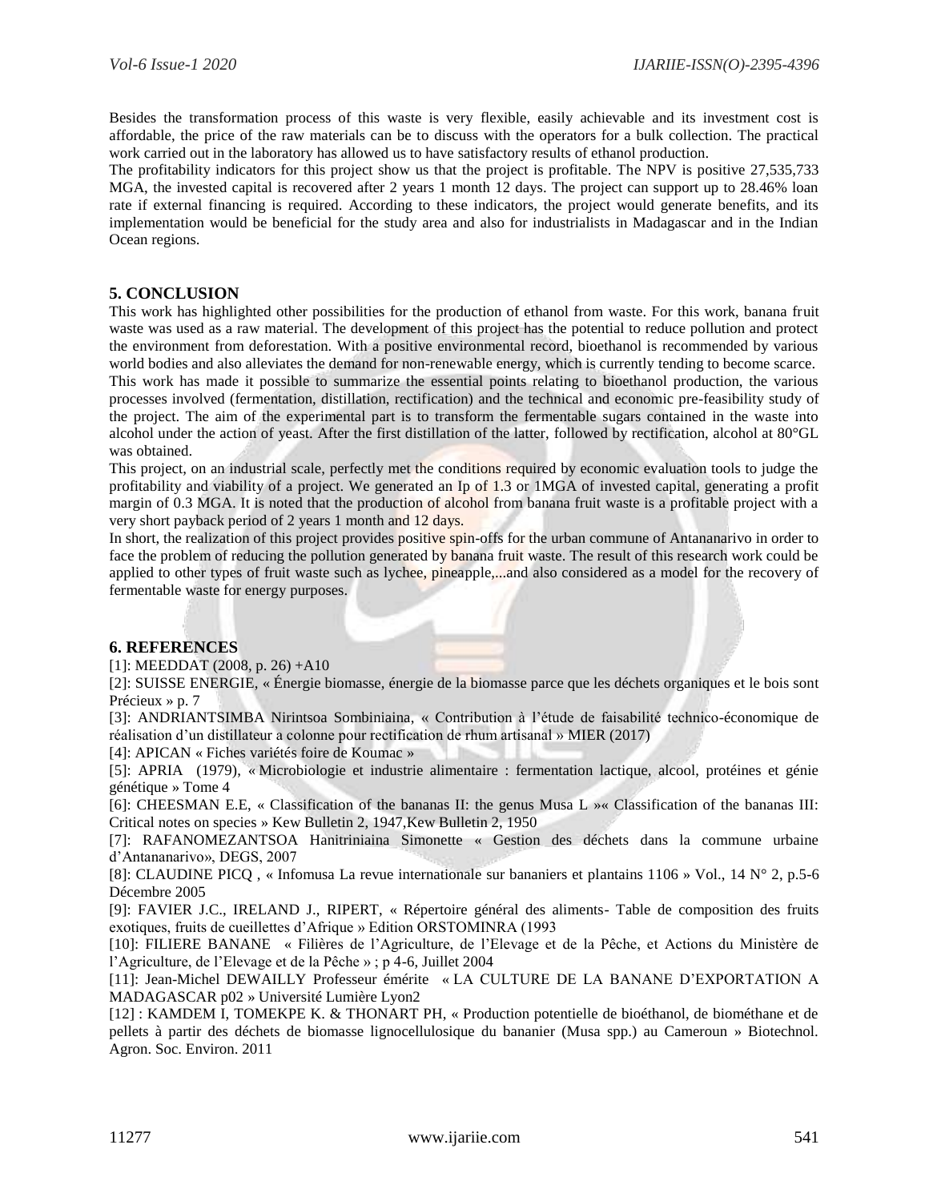Besides the transformation process of this waste is very flexible, easily achievable and its investment cost is affordable, the price of the raw materials can be to discuss with the operators for a bulk collection. The practical work carried out in the laboratory has allowed us to have satisfactory results of ethanol production.

The profitability indicators for this project show us that the project is profitable. The NPV is positive 27,535,733 MGA, the invested capital is recovered after 2 years 1 month 12 days. The project can support up to 28.46% loan rate if external financing is required. According to these indicators, the project would generate benefits, and its implementation would be beneficial for the study area and also for industrialists in Madagascar and in the Indian Ocean regions.

## 5. CONCLUSION

This work has highlighted other possibilities for the production of ethanol from waste. For this work, banana fruit waste was used as a raw material. The development of this project has the potential to reduce pollution and protect the environment from deforestation. With a positive environmental record, bioethanol is recommended by various world bodies and also alleviates the demand for non-renewable energy, which is currently tending to become scarce.

This work has made it possible to summarize the essential points relating to bioethanol production, the various processes involved (fermentation, distillation, rectification) and the technical and economic pre-feasibility study of the project. The aim of the experimental part is to transform the fermentable sugars contained in the waste into alcohol under the action of yeast. After the first distillation of the latter, followed by rectification, alcohol at 80°GL was obtained.

This project, on an industrial scale, perfectly met the conditions required by economic evaluation tools to judge the profitability and viability of a project. We generated an Ip of 1.3 or 1MGA of invested capital, generating a profit margin of 0.3 MGA. It is noted that the production of alcohol from banana fruit waste is a profitable project with a very short payback period of 2 years 1 month and 12 days.

In short, the realization of this project provides positive spin-offs for the urban commune of Antananarivo in order to face the problem of reducing the pollution generated by banana fruit waste. The result of this research work could be applied to other types of fruit waste such as lychee, pineapple,...and also considered as a model for the recovery of fermentable waste for energy purposes.

## 6. REFERENCES

[1]: MEEDDAT (2008, p. 26) +A10

[2]: SUISSE ENERGIE, « Énergie biomasse, énergie de la biomasse parce que les déchets organiques et le bois sont Précieux » p. 7

[3]: ANDRIANTSIMBA Nirintsoa Sombiniaina, « Contribution à l'étude de faisabilité technico-économique de réalisation d'un distillateur a colonne pour rectification de rhum artisanal » MIER (2017)

[4]: APICAN « Fiches variétés foire de Koumac »

[5]: APRIA (1979), « Microbiologie et industrie alimentaire : fermentation lactique, alcool, protéines et génie génétique » Tome 4

[6]: CHEESMAN E.E, « Classification of the bananas II: the genus Musa L »« Classification of the bananas III: Critical notes on species » Kew Bulletin 2, 1947,Kew Bulletin 2, 1950

[7]: RAFANOMEZANTSOA Hanitriniaina Simonette « Gestion des déchets dans la commune urbaine d'Antananarivo», DEGS, 2007

[8]: CLAUDINE PICQ , « Infomusa La revue internationale sur bananiers et plantains 1106 » Vol., 14 N° 2, p.5-6 Décembre 2005

[9]: FAVIER J.C., IRELAND J., RIPERT, « Répertoire général des aliments- Table de composition des fruits exotiques, fruits de cueillettes d'Afrique » Edition ORSTOMINRA (1993

[10]: FILIERE BANANE « Filières de l'Agriculture, de l'Elevage et de la Pêche, et Actions du Ministère de l'Agriculture, de l'Elevage et de la Pêche » ; p 4-6, Juillet 2004

[11]: Jean-Michel DEWAILLY Professeur émérite « LA CULTURE DE LA BANANE D'EXPORTATION A MADAGASCAR p02 » Université Lumière Lyon2

[12] : KAMDEM I, TOMEKPE K. & THONART PH, « Production potentielle de bioéthanol, de biométhane et de pellets à partir des déchets de biomasse lignocellulosique du bananier (Musa spp.) au Cameroun » Biotechnol. Agron. Soc. Environ. 2011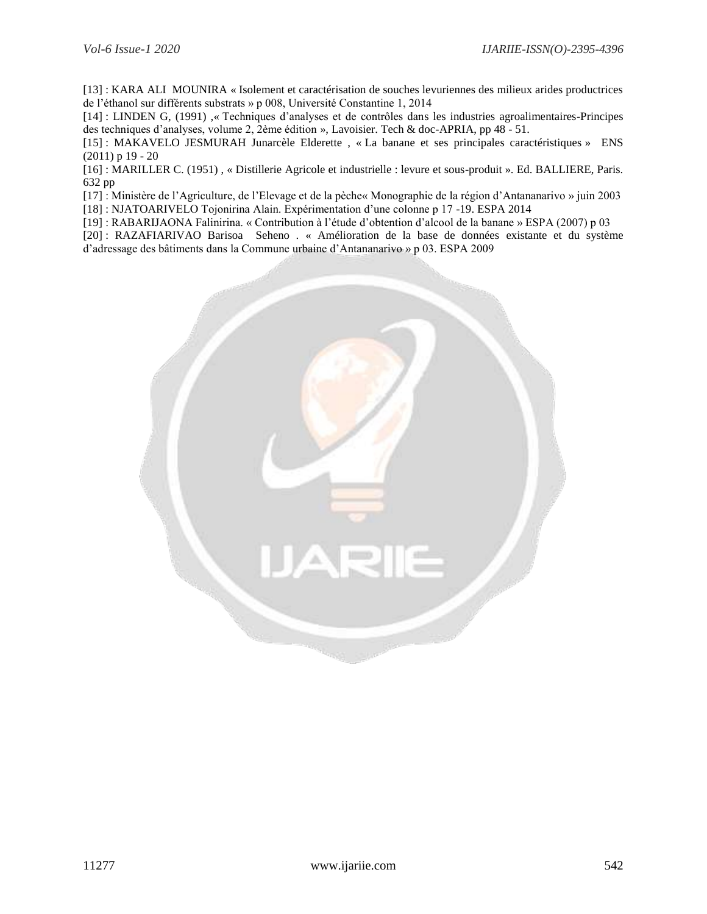[13] : KARA ALI MOUNIRA « Isolement et caractérisation de souches levuriennes des milieux arides productrices de l'éthanol sur différents substrats » p 008, Université Constantine 1, 2014

[14] : LINDEN G, (1991) ,« Techniques d'analyses et de contrôles dans les industries agroalimentaires-Principes des techniques d'analyses, volume 2, 2ème édition », Lavoisier. Tech & doc-APRIA, pp 48 - 51.

[15] : MAKAVELO JESMURAH Junarcèle Elderette , « La banane et ses principales caractéristiques » ENS (2011) p 19 - 20

[16] : MARILLER C. (1951) , « Distillerie Agricole et industrielle : levure et sous-produit ». Ed. BALLIERE, Paris. 632 pp

[17] : Ministère de l'Agriculture, de l'Elevage et de la pèche« Monographie de la région d'Antananarivo » juin 2003

[18] : NJATOARIVELO Tojonirina Alain. Expérimentation d'une colonne p 17 -19. ESPA 2014

[19] : RABARIJAONA Falinirina. « Contribution à l'étude d'obtention d'alcool de la banane » ESPA (2007) p 03

[20] : RAZAFIARIVAO Barisoa Seheno . « Amélioration de la base de données existante et du système d'adressage des bâtiments dans la Commune urbaine d'Antananarivo » p 03. ESPA 2009